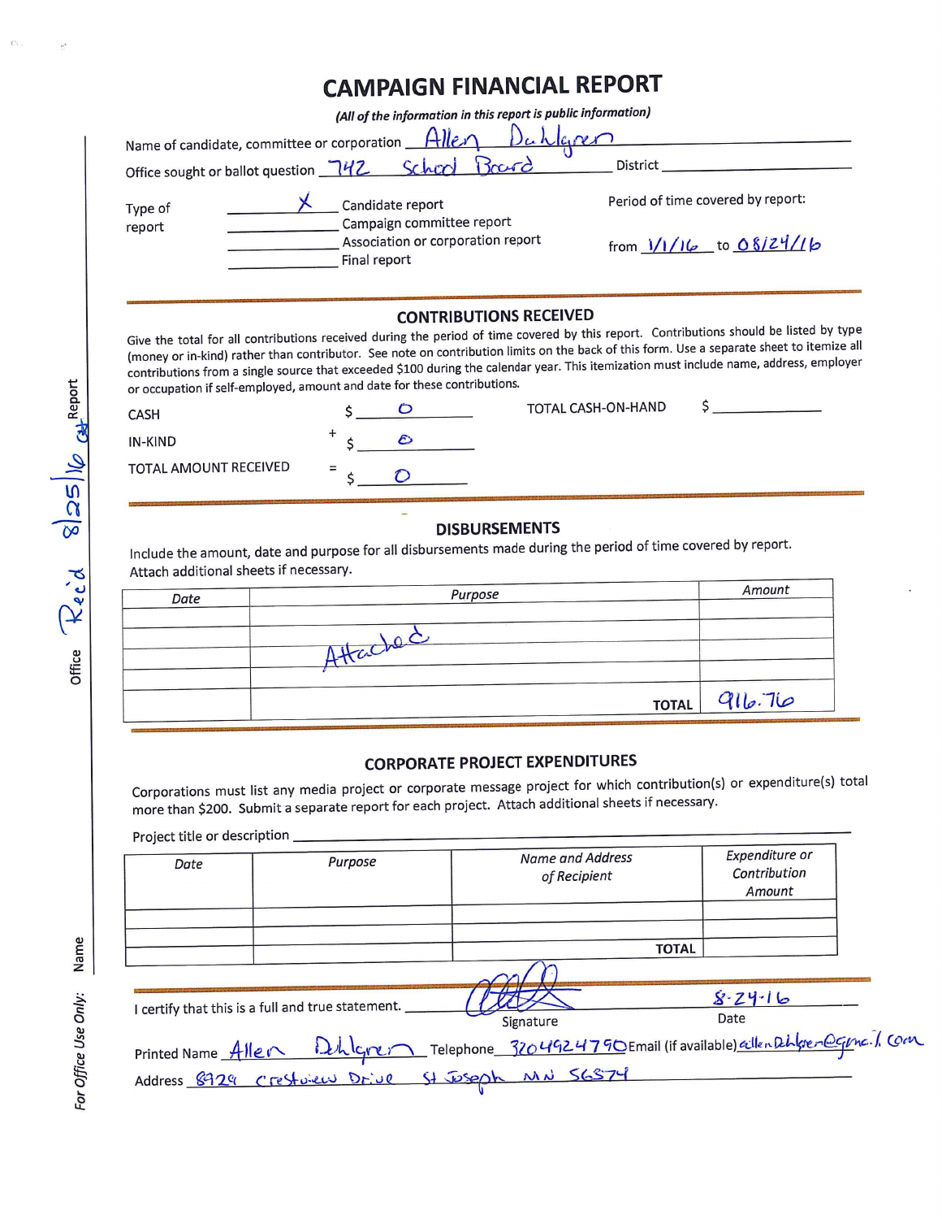# CAMPAIGN FINANCIAL REPORT

*(All of the information in this report is public information)*

Name of candidate, committee or corporation: Allen Dahlgren

Office sought or ballot question: 742 School Board

District: ____________

Type of report:

- X Candidate report
- ____ Campaign committee report
- ____ Association or corporation report
- ____ Final report

Period of time covered by report:

from 1/1/16 to 08/24/16

## CONTRIBUTIONS RECEIVED

Give the total for all contributions received during the period of time covered by this report. Contributions should be listed by type (money or in-kind) rather than contributor. See note on contribution limits on the back of this form. Use a separate sheet to itemize all contributions from a single source that exceeded $100 during the calendar year. This itemization must include name, address, employer or occupation if self-employed, amount and date for these contributions.

CASH $ 0

IN-KIND + $ 0

TOTAL AMOUNT RECEIVED = $ 0

TOTAL CASH-ON-HAND $ ____________

## DISBURSEMENTS

Include the amount, date and purpose for all disbursements made during the period of time covered by report. Attach additional sheets if necessary.

| Date | Purpose | Amount |
|---|---|---|
| | | |
| | Attached | |
| | | |
| | TOTAL | 916.76 |

## CORPORATE PROJECT EXPENDITURES

Corporations must list any media project or corporate message project for which contribution(s) or expenditure(s) total more than $200. Submit a separate report for each project. Attach additional sheets if necessary.

Project title or description ____________

| Date | Purpose | Name and Address of Recipient | Expenditure or Contribution Amount |
|---|---|---|---|
| | | | |
| | | | |
| | | TOTAL | |

I certify that this is a full and true statement. [Signature] Signature — Date: 8-24-16

Printed Name: Allen Dahlgren Telephone: 3204924790 Email (if available): allenDahlgren@gmail.com

Address: 8929 Crestview Drive St Joseph MN 56374

*For Office Use Only:* Name ____ Office Rec'd 8/25/16 at Report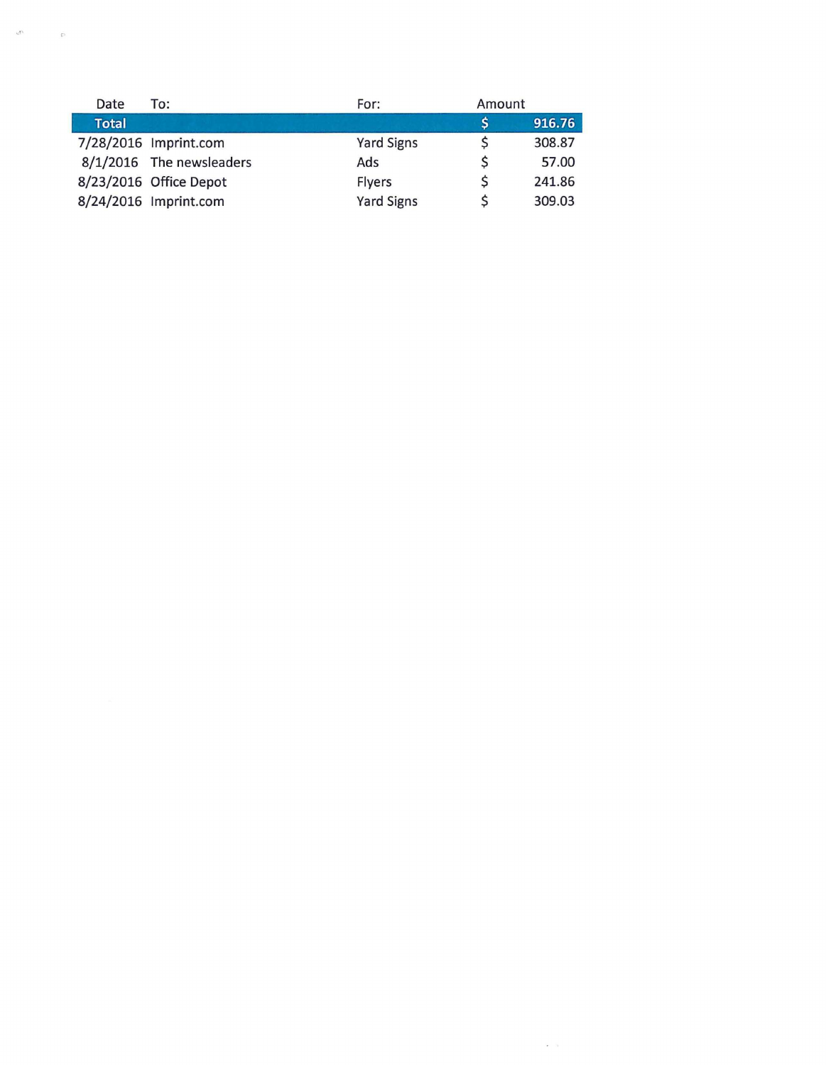| Date | To: | For: | Amount | |
|---|---|---|---|---|
| **Total** | | | **$** | **916.76** |
| 7/28/2016 | Imprint.com | Yard Signs | $ | 308.87 |
| 8/1/2016 | The newsleaders | Ads | $ | 57.00 |
| 8/23/2016 | Office Depot | Flyers | $ | 241.86 |
| 8/24/2016 | Imprint.com | Yard Signs | $ | 309.03 |